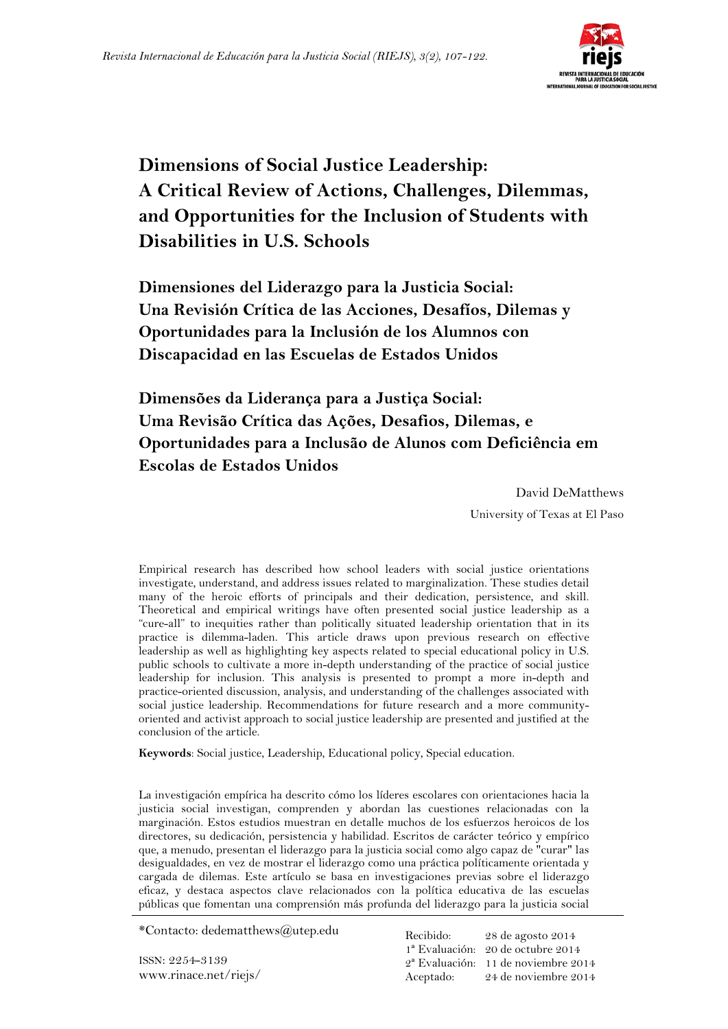# Dimensions of Social Justice Leadership: A Critical Review of Actions, Challenges, Dilemmas, and Opportunities for the Inclusion of Students with Disabilities in U.S. Schools

# Dimensiones del Liderazgo para la Justicia Social: Una Revisión Crítica de las Acciones, Desafíos, Dilemas y Oportunidades para la Inclusión de los Alumnos con Discapacidad en las Escuelas de Estados Unidos

# Dimensões da Liderança para a Justiça Social: Uma Revisão Crítica das Ações, Desafios, Dilemas, e Oportunidades para a Inclusão de Alunos com Deficiência em Escolas de Estados Unidos

David DeMatthews

University of Texas at El Paso

Empirical research has described how school leaders with social justice orientations investigate, understand, and address issues related to marginalization. These studies detail many of the heroic efforts of principals and their dedication, persistence, and skill. Theoretical and empirical writings have often presented social justice leadership as a "cure-all" to inequities rather than politically situated leadership orientation that in its practice is dilemma-laden. This article draws upon previous research on effective leadership as well as highlighting key aspects related to special educational policy in U.S. public schools to cultivate a more in-depth understanding of the practice of social justice leadership for inclusion. This analysis is presented to prompt a more in-depth and practice-oriented discussion, analysis, and understanding of the challenges associated with social justice leadership. Recommendations for future research and a more community-oriented and activist approach to social justice leadership are presented and justified at the conclusion of the article.

**Keywords**: Social justice, Leadership, Educational policy, Special education.

La investigación empírica ha descrito cómo los líderes escolares con orientaciones hacia la justicia social investigan, comprenden y abordan las cuestiones relacionadas con la marginación. Estos estudios muestran en detalle muchos de los esfuerzos heroicos de los directores, su dedicación, persistencia y habilidad. Escritos de carácter teórico y empírico que, a menudo, presentan el liderazgo para la justicia social como algo capaz de "curar" las desigualdades, en vez de mostrar el liderazgo como una práctica políticamente orientada y cargada de dilemas. Este artículo se basa en investigaciones previas sobre el liderazgo eficaz, y destaca aspectos clave relacionados con la política educativa de las escuelas públicas que fomentan una comprensión más profunda del liderazgo para la justicia social

*Contacto: dedematthews@utep.edu

ISSN: 2254-3139
www.rinace.net/riejs/

| | |
|---|---|
| Recibido: | 28 de agosto 2014 |
| 1ª Evaluación: | 20 de octubre 2014 |
| 2ª Evaluación: | 11 de noviembre 2014 |
| Aceptado: | 24 de noviembre 2014 |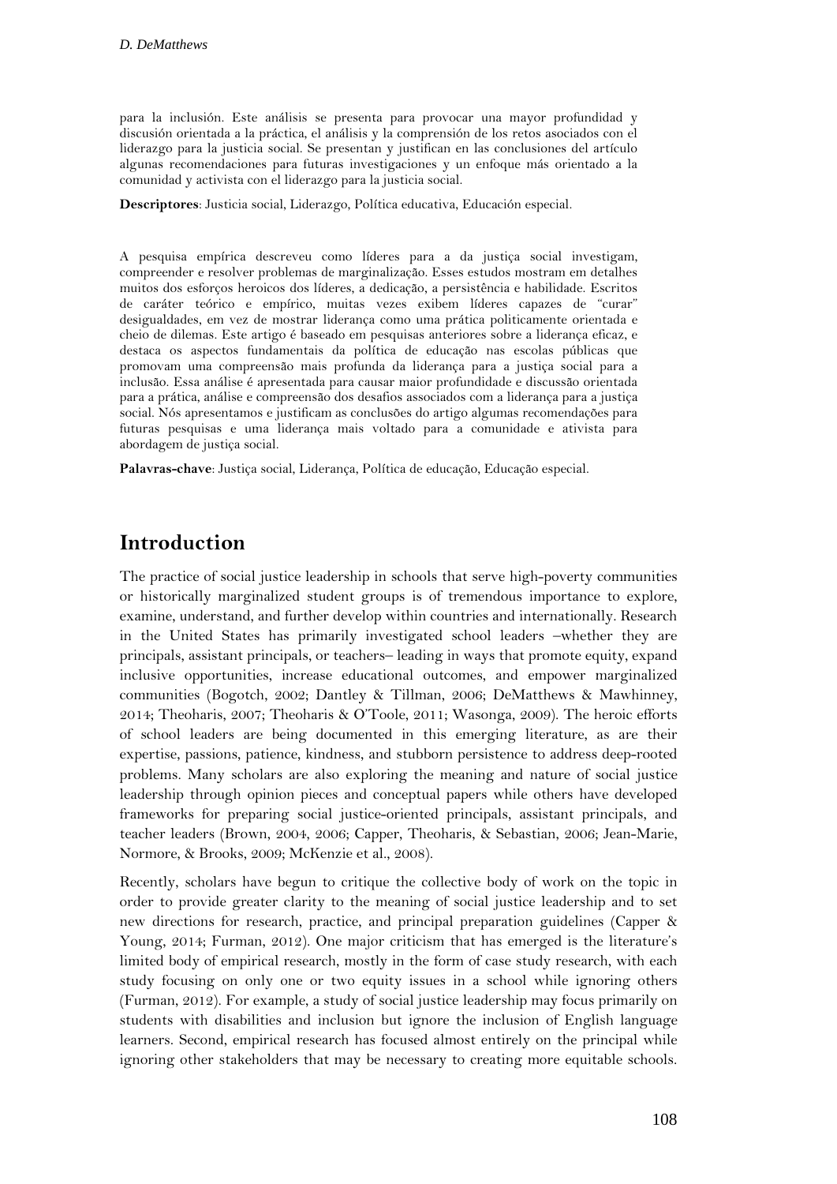para la inclusión. Este análisis se presenta para provocar una mayor profundidad y discusión orientada a la práctica, el análisis y la comprensión de los retos asociados con el liderazgo para la justicia social. Se presentan y justifican en las conclusiones del artículo algunas recomendaciones para futuras investigaciones y un enfoque más orientado a la comunidad y activista con el liderazgo para la justicia social.

**Descriptores**: Justicia social, Liderazgo, Política educativa, Educación especial.

A pesquisa empírica descreveu como líderes para a da justiça social investigam, compreender e resolver problemas de marginalização. Esses estudos mostram em detalhes muitos dos esforços heroicos dos líderes, a dedicação, a persistência e habilidade. Escritos de caráter teórico e empírico, muitas vezes exibem líderes capazes de "curar" desigualdades, em vez de mostrar liderança como uma prática politicamente orientada e cheio de dilemas. Este artigo é baseado em pesquisas anteriores sobre a liderança eficaz, e destaca os aspectos fundamentais da política de educação nas escolas públicas que promovam uma compreensão mais profunda da liderança para a justiça social para a inclusão. Essa análise é apresentada para causar maior profundidade e discussão orientada para a prática, análise e compreensão dos desafios associados com a liderança para a justiça social. Nós apresentamos e justificam as conclusões do artigo algumas recomendações para futuras pesquisas e uma liderança mais voltado para a comunidade e ativista para abordagem de justiça social.

**Palavras-chave**: Justiça social, Liderança, Política de educação, Educação especial.

## Introduction

The practice of social justice leadership in schools that serve high-poverty communities or historically marginalized student groups is of tremendous importance to explore, examine, understand, and further develop within countries and internationally. Research in the United States has primarily investigated school leaders –whether they are principals, assistant principals, or teachers– leading in ways that promote equity, expand inclusive opportunities, increase educational outcomes, and empower marginalized communities (Bogotch, 2002; Dantley & Tillman, 2006; DeMatthews & Mawhinney, 2014; Theoharis, 2007; Theoharis & O'Toole, 2011; Wasonga, 2009). The heroic efforts of school leaders are being documented in this emerging literature, as are their expertise, passions, patience, kindness, and stubborn persistence to address deep-rooted problems. Many scholars are also exploring the meaning and nature of social justice leadership through opinion pieces and conceptual papers while others have developed frameworks for preparing social justice-oriented principals, assistant principals, and teacher leaders (Brown, 2004, 2006; Capper, Theoharis, & Sebastian, 2006; Jean-Marie, Normore, & Brooks, 2009; McKenzie et al., 2008).

Recently, scholars have begun to critique the collective body of work on the topic in order to provide greater clarity to the meaning of social justice leadership and to set new directions for research, practice, and principal preparation guidelines (Capper & Young, 2014; Furman, 2012). One major criticism that has emerged is the literature's limited body of empirical research, mostly in the form of case study research, with each study focusing on only one or two equity issues in a school while ignoring others (Furman, 2012). For example, a study of social justice leadership may focus primarily on students with disabilities and inclusion but ignore the inclusion of English language learners. Second, empirical research has focused almost entirely on the principal while ignoring other stakeholders that may be necessary to creating more equitable schools.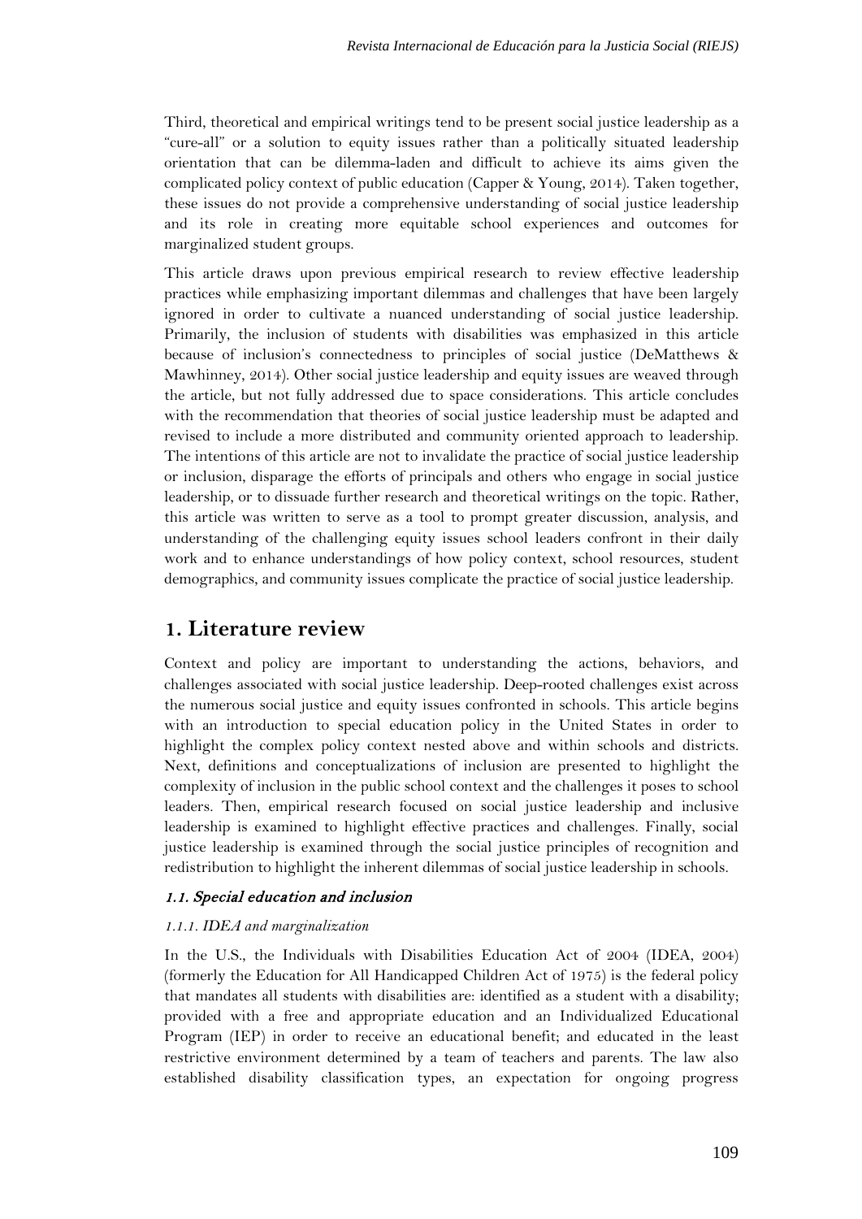Third, theoretical and empirical writings tend to be present social justice leadership as a "cure-all" or a solution to equity issues rather than a politically situated leadership orientation that can be dilemma-laden and difficult to achieve its aims given the complicated policy context of public education (Capper & Young, 2014). Taken together, these issues do not provide a comprehensive understanding of social justice leadership and its role in creating more equitable school experiences and outcomes for marginalized student groups.

This article draws upon previous empirical research to review effective leadership practices while emphasizing important dilemmas and challenges that have been largely ignored in order to cultivate a nuanced understanding of social justice leadership. Primarily, the inclusion of students with disabilities was emphasized in this article because of inclusion's connectedness to principles of social justice (DeMatthews & Mawhinney, 2014). Other social justice leadership and equity issues are weaved through the article, but not fully addressed due to space considerations. This article concludes with the recommendation that theories of social justice leadership must be adapted and revised to include a more distributed and community oriented approach to leadership. The intentions of this article are not to invalidate the practice of social justice leadership or inclusion, disparage the efforts of principals and others who engage in social justice leadership, or to dissuade further research and theoretical writings on the topic. Rather, this article was written to serve as a tool to prompt greater discussion, analysis, and understanding of the challenging equity issues school leaders confront in their daily work and to enhance understandings of how policy context, school resources, student demographics, and community issues complicate the practice of social justice leadership.

## 1. Literature review

Context and policy are important to understanding the actions, behaviors, and challenges associated with social justice leadership. Deep-rooted challenges exist across the numerous social justice and equity issues confronted in schools. This article begins with an introduction to special education policy in the United States in order to highlight the complex policy context nested above and within schools and districts. Next, definitions and conceptualizations of inclusion are presented to highlight the complexity of inclusion in the public school context and the challenges it poses to school leaders. Then, empirical research focused on social justice leadership and inclusive leadership is examined to highlight effective practices and challenges. Finally, social justice leadership is examined through the social justice principles of recognition and redistribution to highlight the inherent dilemmas of social justice leadership in schools.

### *1.1. Special education and inclusion*

#### *1.1.1. IDEA and marginalization*

In the U.S., the Individuals with Disabilities Education Act of 2004 (IDEA, 2004) (formerly the Education for All Handicapped Children Act of 1975) is the federal policy that mandates all students with disabilities are: identified as a student with a disability; provided with a free and appropriate education and an Individualized Educational Program (IEP) in order to receive an educational benefit; and educated in the least restrictive environment determined by a team of teachers and parents. The law also established disability classification types, an expectation for ongoing progress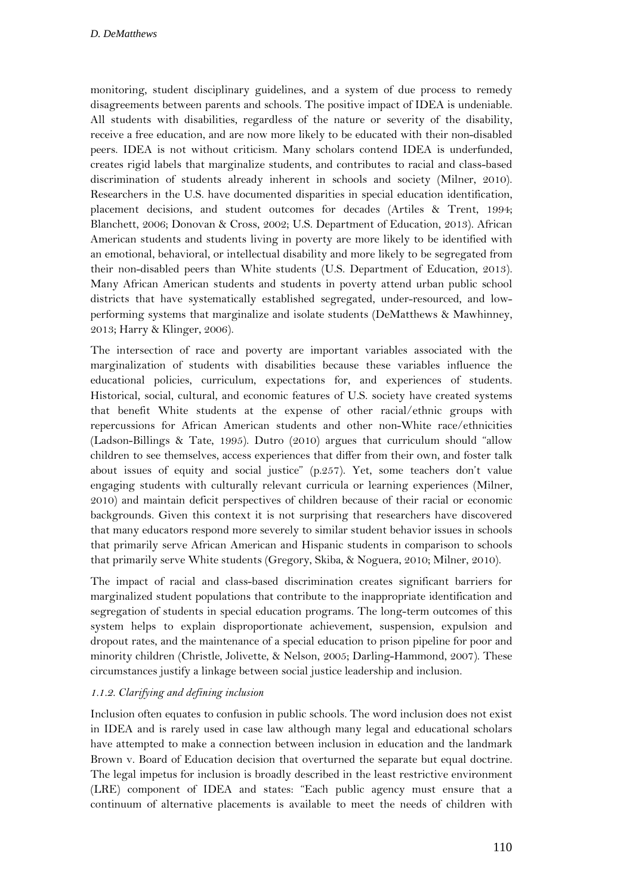monitoring, student disciplinary guidelines, and a system of due process to remedy disagreements between parents and schools. The positive impact of IDEA is undeniable. All students with disabilities, regardless of the nature or severity of the disability, receive a free education, and are now more likely to be educated with their non-disabled peers. IDEA is not without criticism. Many scholars contend IDEA is underfunded, creates rigid labels that marginalize students, and contributes to racial and class-based discrimination of students already inherent in schools and society (Milner, 2010). Researchers in the U.S. have documented disparities in special education identification, placement decisions, and student outcomes for decades (Artiles & Trent, 1994; Blanchett, 2006; Donovan & Cross, 2002; U.S. Department of Education, 2013). African American students and students living in poverty are more likely to be identified with an emotional, behavioral, or intellectual disability and more likely to be segregated from their non-disabled peers than White students (U.S. Department of Education, 2013). Many African American students and students in poverty attend urban public school districts that have systematically established segregated, under-resourced, and low-performing systems that marginalize and isolate students (DeMatthews & Mawhinney, 2013; Harry & Klinger, 2006).

The intersection of race and poverty are important variables associated with the marginalization of students with disabilities because these variables influence the educational policies, curriculum, expectations for, and experiences of students. Historical, social, cultural, and economic features of U.S. society have created systems that benefit White students at the expense of other racial/ethnic groups with repercussions for African American students and other non-White race/ethnicities (Ladson-Billings & Tate, 1995). Dutro (2010) argues that curriculum should "allow children to see themselves, access experiences that differ from their own, and foster talk about issues of equity and social justice" (p.257). Yet, some teachers don't value engaging students with culturally relevant curricula or learning experiences (Milner, 2010) and maintain deficit perspectives of children because of their racial or economic backgrounds. Given this context it is not surprising that researchers have discovered that many educators respond more severely to similar student behavior issues in schools that primarily serve African American and Hispanic students in comparison to schools that primarily serve White students (Gregory, Skiba, & Noguera, 2010; Milner, 2010).

The impact of racial and class-based discrimination creates significant barriers for marginalized student populations that contribute to the inappropriate identification and segregation of students in special education programs. The long-term outcomes of this system helps to explain disproportionate achievement, suspension, expulsion and dropout rates, and the maintenance of a special education to prison pipeline for poor and minority children (Christle, Jolivette, & Nelson, 2005; Darling-Hammond, 2007). These circumstances justify a linkage between social justice leadership and inclusion.

#### *1.1.2. Clarifying and defining inclusion*

Inclusion often equates to confusion in public schools. The word inclusion does not exist in IDEA and is rarely used in case law although many legal and educational scholars have attempted to make a connection between inclusion in education and the landmark Brown v. Board of Education decision that overturned the separate but equal doctrine. The legal impetus for inclusion is broadly described in the least restrictive environment (LRE) component of IDEA and states: "Each public agency must ensure that a continuum of alternative placements is available to meet the needs of children with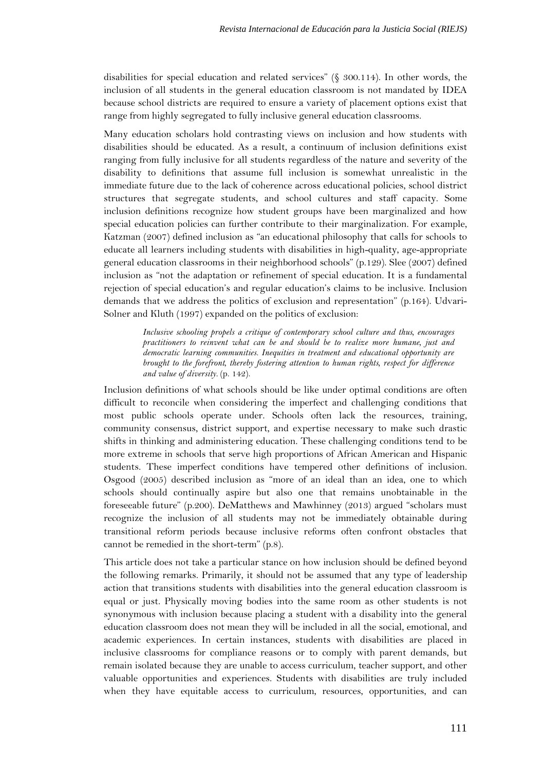disabilities for special education and related services" (§ 300.114). In other words, the inclusion of all students in the general education classroom is not mandated by IDEA because school districts are required to ensure a variety of placement options exist that range from highly segregated to fully inclusive general education classrooms.

Many education scholars hold contrasting views on inclusion and how students with disabilities should be educated. As a result, a continuum of inclusion definitions exist ranging from fully inclusive for all students regardless of the nature and severity of the disability to definitions that assume full inclusion is somewhat unrealistic in the immediate future due to the lack of coherence across educational policies, school district structures that segregate students, and school cultures and staff capacity. Some inclusion definitions recognize how student groups have been marginalized and how special education policies can further contribute to their marginalization. For example, Katzman (2007) defined inclusion as "an educational philosophy that calls for schools to educate all learners including students with disabilities in high-quality, age-appropriate general education classrooms in their neighborhood schools" (p.129). Slee (2007) defined inclusion as "not the adaptation or refinement of special education. It is a fundamental rejection of special education's and regular education's claims to be inclusive. Inclusion demands that we address the politics of exclusion and representation" (p.164). Udvari-Solner and Kluth (1997) expanded on the politics of exclusion:

> *Inclusive schooling propels a critique of contemporary school culture and thus, encourages practitioners to reinvent what can be and should be to realize more humane, just and democratic learning communities. Inequities in treatment and educational opportunity are brought to the forefront, thereby fostering attention to human rights, respect for difference and value of diversity.* (p. 142).

Inclusion definitions of what schools should be like under optimal conditions are often difficult to reconcile when considering the imperfect and challenging conditions that most public schools operate under. Schools often lack the resources, training, community consensus, district support, and expertise necessary to make such drastic shifts in thinking and administering education. These challenging conditions tend to be more extreme in schools that serve high proportions of African American and Hispanic students. These imperfect conditions have tempered other definitions of inclusion. Osgood (2005) described inclusion as "more of an ideal than an idea, one to which schools should continually aspire but also one that remains unobtainable in the foreseeable future" (p.200). DeMatthews and Mawhinney (2013) argued "scholars must recognize the inclusion of all students may not be immediately obtainable during transitional reform periods because inclusive reforms often confront obstacles that cannot be remedied in the short-term" (p.8).

This article does not take a particular stance on how inclusion should be defined beyond the following remarks. Primarily, it should not be assumed that any type of leadership action that transitions students with disabilities into the general education classroom is equal or just. Physically moving bodies into the same room as other students is not synonymous with inclusion because placing a student with a disability into the general education classroom does not mean they will be included in all the social, emotional, and academic experiences. In certain instances, students with disabilities are placed in inclusive classrooms for compliance reasons or to comply with parent demands, but remain isolated because they are unable to access curriculum, teacher support, and other valuable opportunities and experiences. Students with disabilities are truly included when they have equitable access to curriculum, resources, opportunities, and can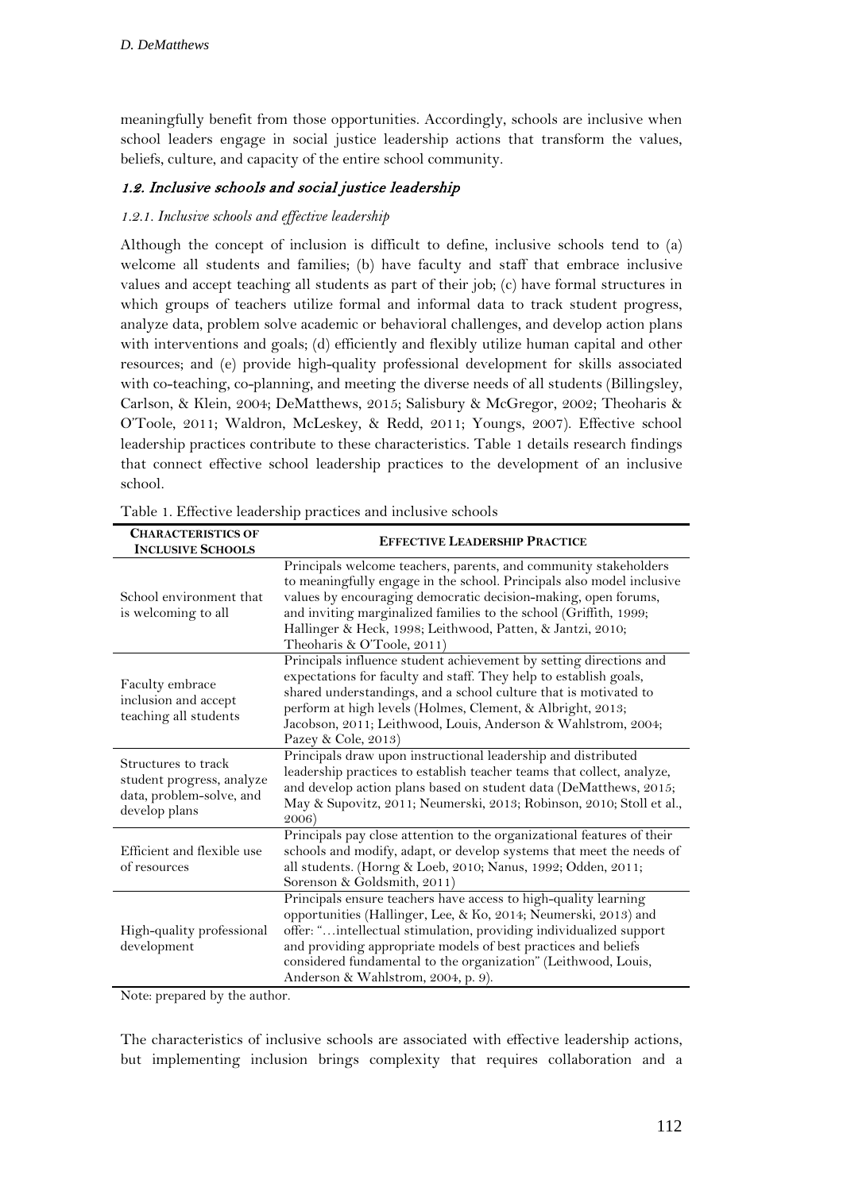meaningfully benefit from those opportunities. Accordingly, schools are inclusive when school leaders engage in social justice leadership actions that transform the values, beliefs, culture, and capacity of the entire school community.

## *1.2. Inclusive schools and social justice leadership*

### *1.2.1. Inclusive schools and effective leadership*

Although the concept of inclusion is difficult to define, inclusive schools tend to (a) welcome all students and families; (b) have faculty and staff that embrace inclusive values and accept teaching all students as part of their job; (c) have formal structures in which groups of teachers utilize formal and informal data to track student progress, analyze data, problem solve academic or behavioral challenges, and develop action plans with interventions and goals; (d) efficiently and flexibly utilize human capital and other resources; and (e) provide high-quality professional development for skills associated with co-teaching, co-planning, and meeting the diverse needs of all students (Billingsley, Carlson, & Klein, 2004; DeMatthews, 2015; Salisbury & McGregor, 2002; Theoharis & O'Toole, 2011; Waldron, McLeskey, & Redd, 2011; Youngs, 2007). Effective school leadership practices contribute to these characteristics. Table 1 details research findings that connect effective school leadership practices to the development of an inclusive school.

Table 1. Effective leadership practices and inclusive schools

| CHARACTERISTICS OF INCLUSIVE SCHOOLS | EFFECTIVE LEADERSHIP PRACTICE |
|---|---|
| School environment that is welcoming to all | Principals welcome teachers, parents, and community stakeholders to meaningfully engage in the school. Principals also model inclusive values by encouraging democratic decision-making, open forums, and inviting marginalized families to the school (Griffith, 1999; Hallinger & Heck, 1998; Leithwood, Patten, & Jantzi, 2010; Theoharis & O'Toole, 2011) |
| Faculty embrace inclusion and accept teaching all students | Principals influence student achievement by setting directions and expectations for faculty and staff. They help to establish goals, shared understandings, and a school culture that is motivated to perform at high levels (Holmes, Clement, & Albright, 2013; Jacobson, 2011; Leithwood, Louis, Anderson & Wahlstrom, 2004; Pazey & Cole, 2013) |
| Structures to track student progress, analyze data, problem-solve, and develop plans | Principals draw upon instructional leadership and distributed leadership practices to establish teacher teams that collect, analyze, and develop action plans based on student data (DeMatthews, 2015; May & Supovitz, 2011; Neumerski, 2013; Robinson, 2010; Stoll et al., 2006) |
| Efficient and flexible use of resources | Principals pay close attention to the organizational features of their schools and modify, adapt, or develop systems that meet the needs of all students. (Horng & Loeb, 2010; Nanus, 1992; Odden, 2011; Sorenson & Goldsmith, 2011) |
| High-quality professional development | Principals ensure teachers have access to high-quality learning opportunities (Hallinger, Lee, & Ko, 2014; Neumerski, 2013) and offer: "…intellectual stimulation, providing individualized support and providing appropriate models of best practices and beliefs considered fundamental to the organization" (Leithwood, Louis, Anderson & Wahlstrom, 2004, p. 9). |

Note: prepared by the author.

The characteristics of inclusive schools are associated with effective leadership actions, but implementing inclusion brings complexity that requires collaboration and a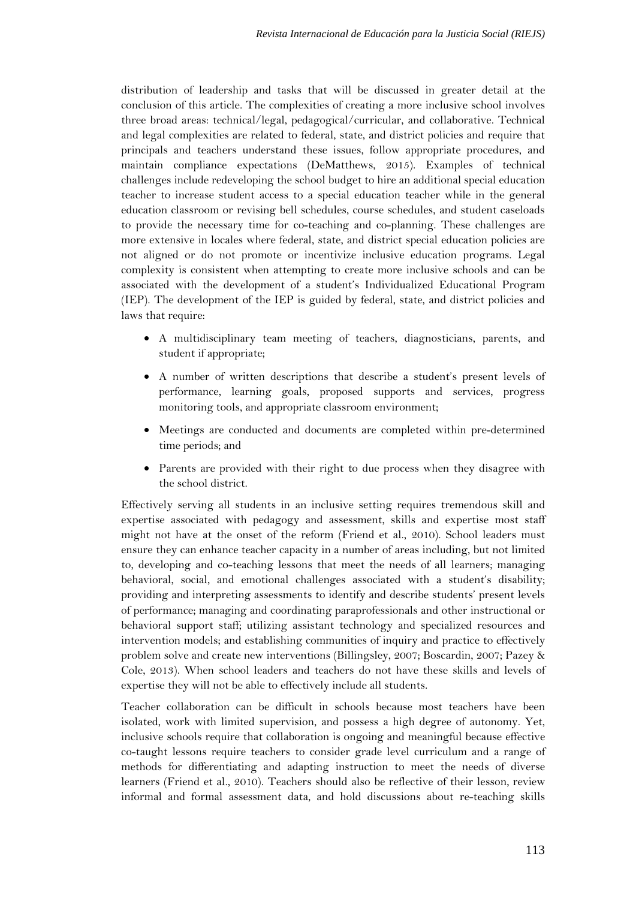distribution of leadership and tasks that will be discussed in greater detail at the conclusion of this article. The complexities of creating a more inclusive school involves three broad areas: technical/legal, pedagogical/curricular, and collaborative. Technical and legal complexities are related to federal, state, and district policies and require that principals and teachers understand these issues, follow appropriate procedures, and maintain compliance expectations (DeMatthews, 2015). Examples of technical challenges include redeveloping the school budget to hire an additional special education teacher to increase student access to a special education teacher while in the general education classroom or revising bell schedules, course schedules, and student caseloads to provide the necessary time for co-teaching and co-planning. These challenges are more extensive in locales where federal, state, and district special education policies are not aligned or do not promote or incentivize inclusive education programs. Legal complexity is consistent when attempting to create more inclusive schools and can be associated with the development of a student's Individualized Educational Program (IEP). The development of the IEP is guided by federal, state, and district policies and laws that require:

- A multidisciplinary team meeting of teachers, diagnosticians, parents, and student if appropriate;
- A number of written descriptions that describe a student's present levels of performance, learning goals, proposed supports and services, progress monitoring tools, and appropriate classroom environment;
- Meetings are conducted and documents are completed within pre-determined time periods; and
- Parents are provided with their right to due process when they disagree with the school district.

Effectively serving all students in an inclusive setting requires tremendous skill and expertise associated with pedagogy and assessment, skills and expertise most staff might not have at the onset of the reform (Friend et al., 2010). School leaders must ensure they can enhance teacher capacity in a number of areas including, but not limited to, developing and co-teaching lessons that meet the needs of all learners; managing behavioral, social, and emotional challenges associated with a student's disability; providing and interpreting assessments to identify and describe students' present levels of performance; managing and coordinating paraprofessionals and other instructional or behavioral support staff; utilizing assistant technology and specialized resources and intervention models; and establishing communities of inquiry and practice to effectively problem solve and create new interventions (Billingsley, 2007; Boscardin, 2007; Pazey & Cole, 2013). When school leaders and teachers do not have these skills and levels of expertise they will not be able to effectively include all students.

Teacher collaboration can be difficult in schools because most teachers have been isolated, work with limited supervision, and possess a high degree of autonomy. Yet, inclusive schools require that collaboration is ongoing and meaningful because effective co-taught lessons require teachers to consider grade level curriculum and a range of methods for differentiating and adapting instruction to meet the needs of diverse learners (Friend et al., 2010). Teachers should also be reflective of their lesson, review informal and formal assessment data, and hold discussions about re-teaching skills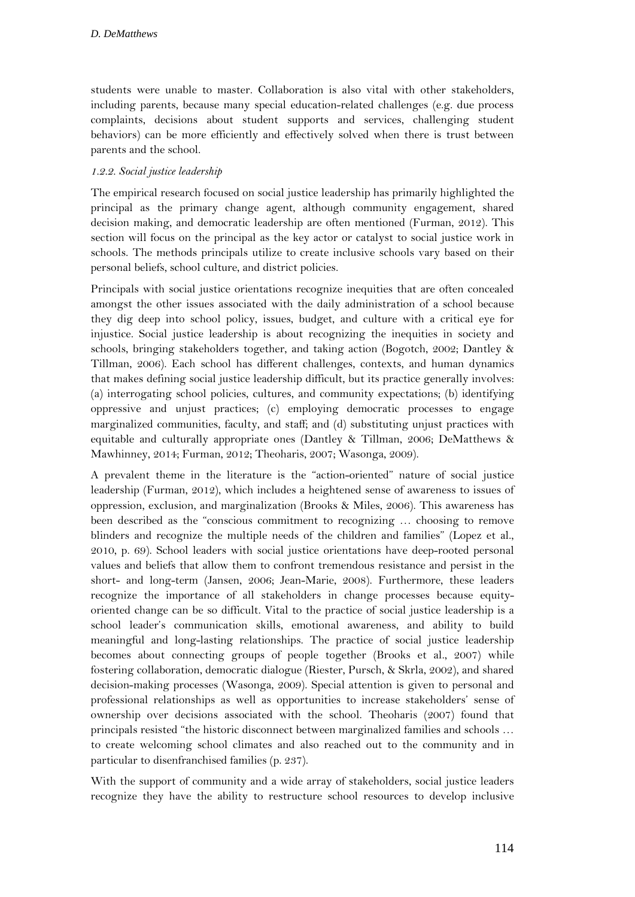students were unable to master. Collaboration is also vital with other stakeholders, including parents, because many special education-related challenges (e.g. due process complaints, decisions about student supports and services, challenging student behaviors) can be more efficiently and effectively solved when there is trust between parents and the school.

#### *1.2.2. Social justice leadership*

The empirical research focused on social justice leadership has primarily highlighted the principal as the primary change agent, although community engagement, shared decision making, and democratic leadership are often mentioned (Furman, 2012). This section will focus on the principal as the key actor or catalyst to social justice work in schools. The methods principals utilize to create inclusive schools vary based on their personal beliefs, school culture, and district policies.

Principals with social justice orientations recognize inequities that are often concealed amongst the other issues associated with the daily administration of a school because they dig deep into school policy, issues, budget, and culture with a critical eye for injustice. Social justice leadership is about recognizing the inequities in society and schools, bringing stakeholders together, and taking action (Bogotch, 2002; Dantley & Tillman, 2006). Each school has different challenges, contexts, and human dynamics that makes defining social justice leadership difficult, but its practice generally involves: (a) interrogating school policies, cultures, and community expectations; (b) identifying oppressive and unjust practices; (c) employing democratic processes to engage marginalized communities, faculty, and staff; and (d) substituting unjust practices with equitable and culturally appropriate ones (Dantley & Tillman, 2006; DeMatthews & Mawhinney, 2014; Furman, 2012; Theoharis, 2007; Wasonga, 2009).

A prevalent theme in the literature is the "action-oriented" nature of social justice leadership (Furman, 2012), which includes a heightened sense of awareness to issues of oppression, exclusion, and marginalization (Brooks & Miles, 2006). This awareness has been described as the "conscious commitment to recognizing … choosing to remove blinders and recognize the multiple needs of the children and families" (Lopez et al., 2010, p. 69). School leaders with social justice orientations have deep-rooted personal values and beliefs that allow them to confront tremendous resistance and persist in the short- and long-term (Jansen, 2006; Jean-Marie, 2008). Furthermore, these leaders recognize the importance of all stakeholders in change processes because equity-oriented change can be so difficult. Vital to the practice of social justice leadership is a school leader's communication skills, emotional awareness, and ability to build meaningful and long-lasting relationships. The practice of social justice leadership becomes about connecting groups of people together (Brooks et al., 2007) while fostering collaboration, democratic dialogue (Riester, Pursch, & Skrla, 2002), and shared decision-making processes (Wasonga, 2009). Special attention is given to personal and professional relationships as well as opportunities to increase stakeholders' sense of ownership over decisions associated with the school. Theoharis (2007) found that principals resisted "the historic disconnect between marginalized families and schools … to create welcoming school climates and also reached out to the community and in particular to disenfranchised families (p. 237).

With the support of community and a wide array of stakeholders, social justice leaders recognize they have the ability to restructure school resources to develop inclusive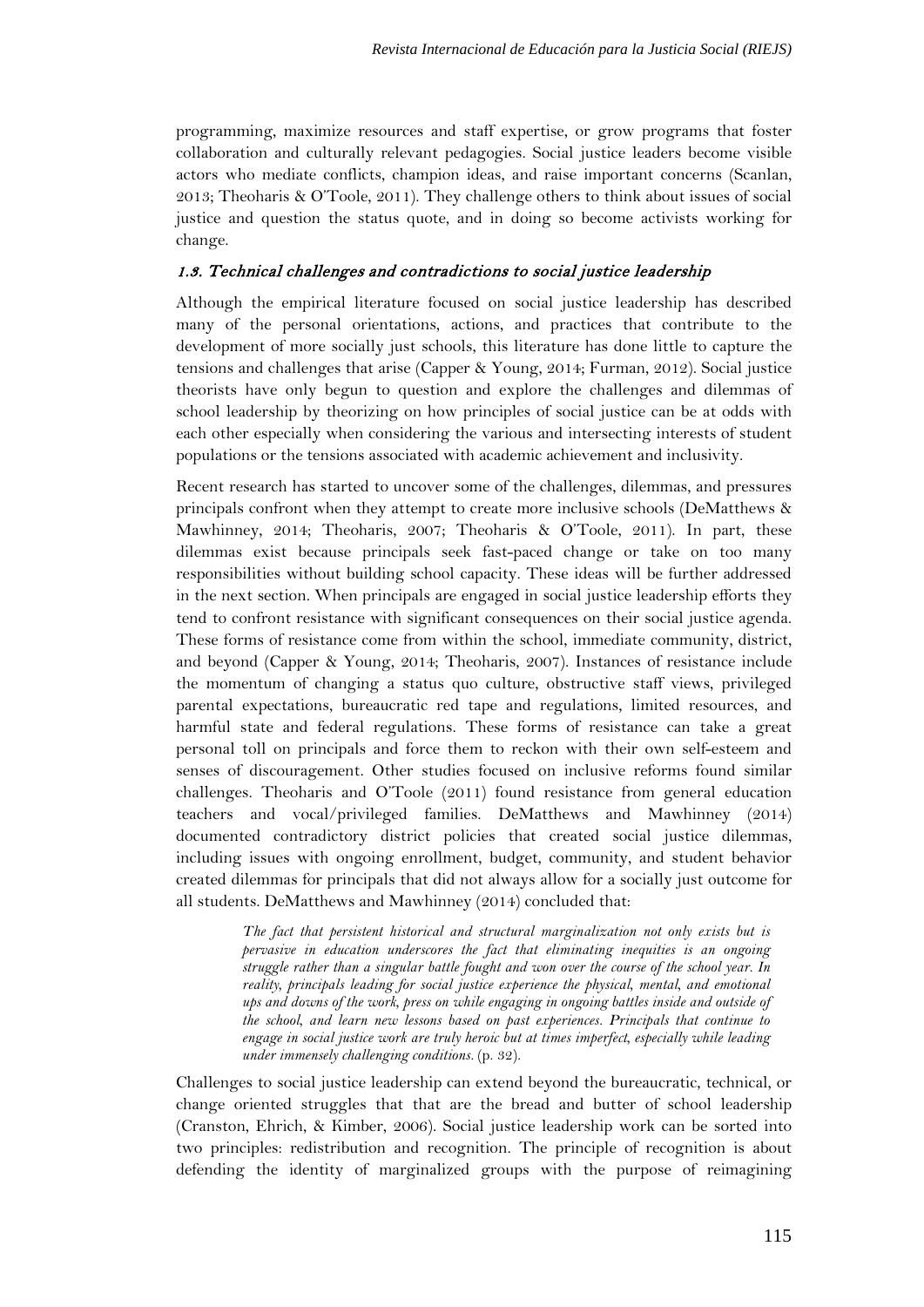programming, maximize resources and staff expertise, or grow programs that foster collaboration and culturally relevant pedagogies. Social justice leaders become visible actors who mediate conflicts, champion ideas, and raise important concerns (Scanlan, 2013; Theoharis & O'Toole, 2011). They challenge others to think about issues of social justice and question the status quote, and in doing so become activists working for change.

### *1.3. Technical challenges and contradictions to social justice leadership*

Although the empirical literature focused on social justice leadership has described many of the personal orientations, actions, and practices that contribute to the development of more socially just schools, this literature has done little to capture the tensions and challenges that arise (Capper & Young, 2014; Furman, 2012). Social justice theorists have only begun to question and explore the challenges and dilemmas of school leadership by theorizing on how principles of social justice can be at odds with each other especially when considering the various and intersecting interests of student populations or the tensions associated with academic achievement and inclusivity.

Recent research has started to uncover some of the challenges, dilemmas, and pressures principals confront when they attempt to create more inclusive schools (DeMatthews & Mawhinney, 2014; Theoharis, 2007; Theoharis & O'Toole, 2011). In part, these dilemmas exist because principals seek fast-paced change or take on too many responsibilities without building school capacity. These ideas will be further addressed in the next section. When principals are engaged in social justice leadership efforts they tend to confront resistance with significant consequences on their social justice agenda. These forms of resistance come from within the school, immediate community, district, and beyond (Capper & Young, 2014; Theoharis, 2007). Instances of resistance include the momentum of changing a status quo culture, obstructive staff views, privileged parental expectations, bureaucratic red tape and regulations, limited resources, and harmful state and federal regulations. These forms of resistance can take a great personal toll on principals and force them to reckon with their own self-esteem and senses of discouragement. Other studies focused on inclusive reforms found similar challenges. Theoharis and O'Toole (2011) found resistance from general education teachers and vocal/privileged families. DeMatthews and Mawhinney (2014) documented contradictory district policies that created social justice dilemmas, including issues with ongoing enrollment, budget, community, and student behavior created dilemmas for principals that did not always allow for a socially just outcome for all students. DeMatthews and Mawhinney (2014) concluded that:

> *The fact that persistent historical and structural marginalization not only exists but is pervasive in education underscores the fact that eliminating inequities is an ongoing struggle rather than a singular battle fought and won over the course of the school year. In reality, principals leading for social justice experience the physical, mental, and emotional ups and downs of the work, press on while engaging in ongoing battles inside and outside of the school, and learn new lessons based on past experiences. Principals that continue to engage in social justice work are truly heroic but at times imperfect, especially while leading under immensely challenging conditions.* (p. 32).

Challenges to social justice leadership can extend beyond the bureaucratic, technical, or change oriented struggles that that are the bread and butter of school leadership (Cranston, Ehrich, & Kimber, 2006). Social justice leadership work can be sorted into two principles: redistribution and recognition. The principle of recognition is about defending the identity of marginalized groups with the purpose of reimagining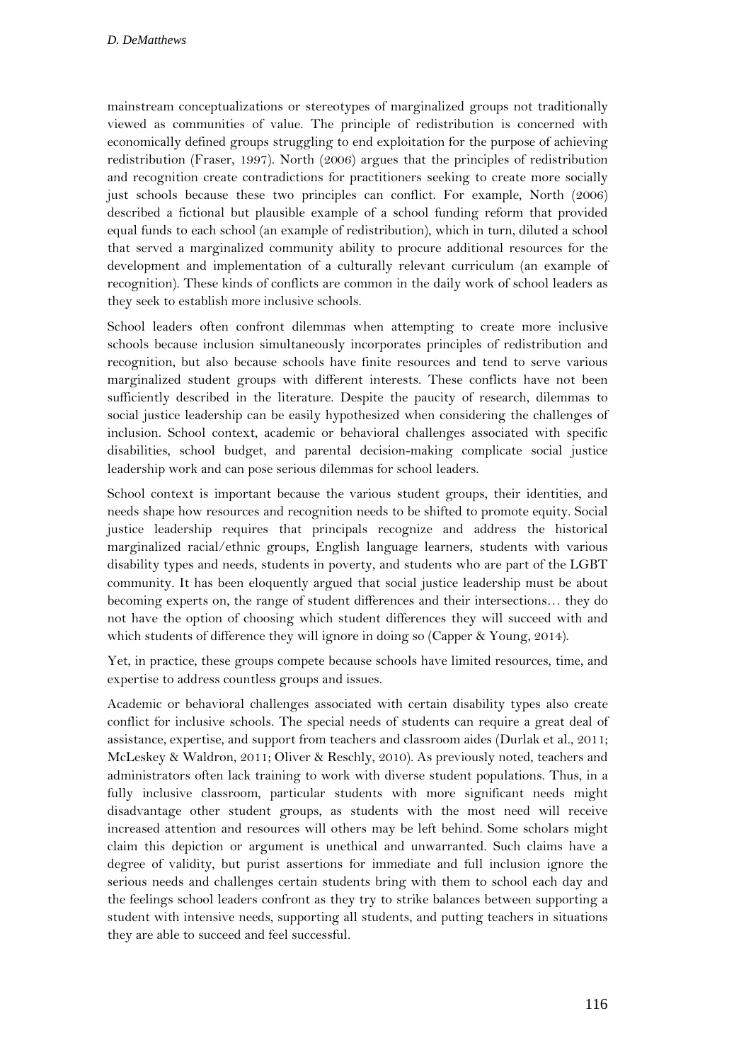mainstream conceptualizations or stereotypes of marginalized groups not traditionally viewed as communities of value. The principle of redistribution is concerned with economically defined groups struggling to end exploitation for the purpose of achieving redistribution (Fraser, 1997). North (2006) argues that the principles of redistribution and recognition create contradictions for practitioners seeking to create more socially just schools because these two principles can conflict. For example, North (2006) described a fictional but plausible example of a school funding reform that provided equal funds to each school (an example of redistribution), which in turn, diluted a school that served a marginalized community ability to procure additional resources for the development and implementation of a culturally relevant curriculum (an example of recognition). These kinds of conflicts are common in the daily work of school leaders as they seek to establish more inclusive schools.

School leaders often confront dilemmas when attempting to create more inclusive schools because inclusion simultaneously incorporates principles of redistribution and recognition, but also because schools have finite resources and tend to serve various marginalized student groups with different interests. These conflicts have not been sufficiently described in the literature. Despite the paucity of research, dilemmas to social justice leadership can be easily hypothesized when considering the challenges of inclusion. School context, academic or behavioral challenges associated with specific disabilities, school budget, and parental decision-making complicate social justice leadership work and can pose serious dilemmas for school leaders.

School context is important because the various student groups, their identities, and needs shape how resources and recognition needs to be shifted to promote equity. Social justice leadership requires that principals recognize and address the historical marginalized racial/ethnic groups, English language learners, students with various disability types and needs, students in poverty, and students who are part of the LGBT community. It has been eloquently argued that social justice leadership must be about becoming experts on, the range of student differences and their intersections… they do not have the option of choosing which student differences they will succeed with and which students of difference they will ignore in doing so (Capper & Young, 2014).

Yet, in practice, these groups compete because schools have limited resources, time, and expertise to address countless groups and issues.

Academic or behavioral challenges associated with certain disability types also create conflict for inclusive schools. The special needs of students can require a great deal of assistance, expertise, and support from teachers and classroom aides (Durlak et al., 2011; McLeskey & Waldron, 2011; Oliver & Reschly, 2010). As previously noted, teachers and administrators often lack training to work with diverse student populations. Thus, in a fully inclusive classroom, particular students with more significant needs might disadvantage other student groups, as students with the most need will receive increased attention and resources will others may be left behind. Some scholars might claim this depiction or argument is unethical and unwarranted. Such claims have a degree of validity, but purist assertions for immediate and full inclusion ignore the serious needs and challenges certain students bring with them to school each day and the feelings school leaders confront as they try to strike balances between supporting a student with intensive needs, supporting all students, and putting teachers in situations they are able to succeed and feel successful.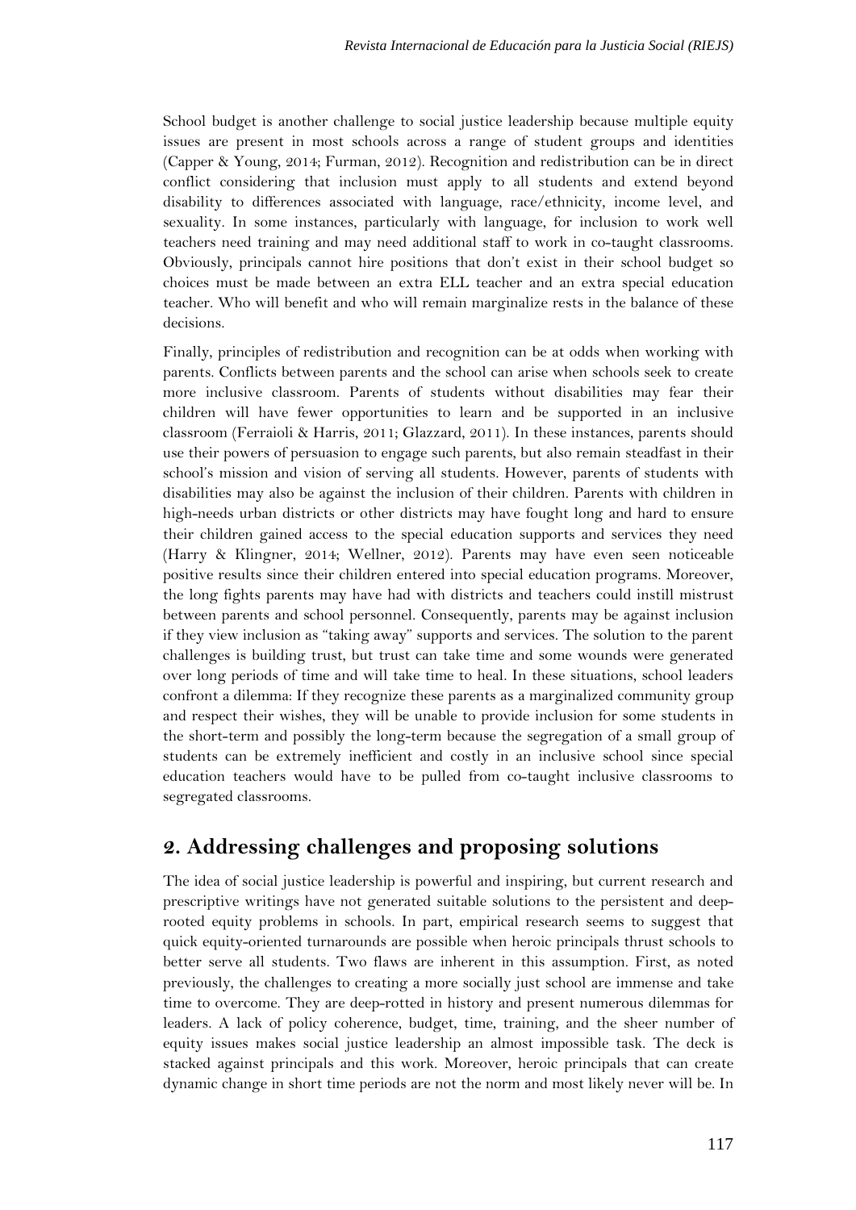School budget is another challenge to social justice leadership because multiple equity issues are present in most schools across a range of student groups and identities (Capper & Young, 2014; Furman, 2012). Recognition and redistribution can be in direct conflict considering that inclusion must apply to all students and extend beyond disability to differences associated with language, race/ethnicity, income level, and sexuality. In some instances, particularly with language, for inclusion to work well teachers need training and may need additional staff to work in co-taught classrooms. Obviously, principals cannot hire positions that don't exist in their school budget so choices must be made between an extra ELL teacher and an extra special education teacher. Who will benefit and who will remain marginalize rests in the balance of these decisions.

Finally, principles of redistribution and recognition can be at odds when working with parents. Conflicts between parents and the school can arise when schools seek to create more inclusive classroom. Parents of students without disabilities may fear their children will have fewer opportunities to learn and be supported in an inclusive classroom (Ferraioli & Harris, 2011; Glazzard, 2011). In these instances, parents should use their powers of persuasion to engage such parents, but also remain steadfast in their school's mission and vision of serving all students. However, parents of students with disabilities may also be against the inclusion of their children. Parents with children in high-needs urban districts or other districts may have fought long and hard to ensure their children gained access to the special education supports and services they need (Harry & Klingner, 2014; Wellner, 2012). Parents may have even seen noticeable positive results since their children entered into special education programs. Moreover, the long fights parents may have had with districts and teachers could instill mistrust between parents and school personnel. Consequently, parents may be against inclusion if they view inclusion as "taking away" supports and services. The solution to the parent challenges is building trust, but trust can take time and some wounds were generated over long periods of time and will take time to heal. In these situations, school leaders confront a dilemma: If they recognize these parents as a marginalized community group and respect their wishes, they will be unable to provide inclusion for some students in the short-term and possibly the long-term because the segregation of a small group of students can be extremely inefficient and costly in an inclusive school since special education teachers would have to be pulled from co-taught inclusive classrooms to segregated classrooms.

## 2. Addressing challenges and proposing solutions

The idea of social justice leadership is powerful and inspiring, but current research and prescriptive writings have not generated suitable solutions to the persistent and deep-rooted equity problems in schools. In part, empirical research seems to suggest that quick equity-oriented turnarounds are possible when heroic principals thrust schools to better serve all students. Two flaws are inherent in this assumption. First, as noted previously, the challenges to creating a more socially just school are immense and take time to overcome. They are deep-rotted in history and present numerous dilemmas for leaders. A lack of policy coherence, budget, time, training, and the sheer number of equity issues makes social justice leadership an almost impossible task. The deck is stacked against principals and this work. Moreover, heroic principals that can create dynamic change in short time periods are not the norm and most likely never will be. In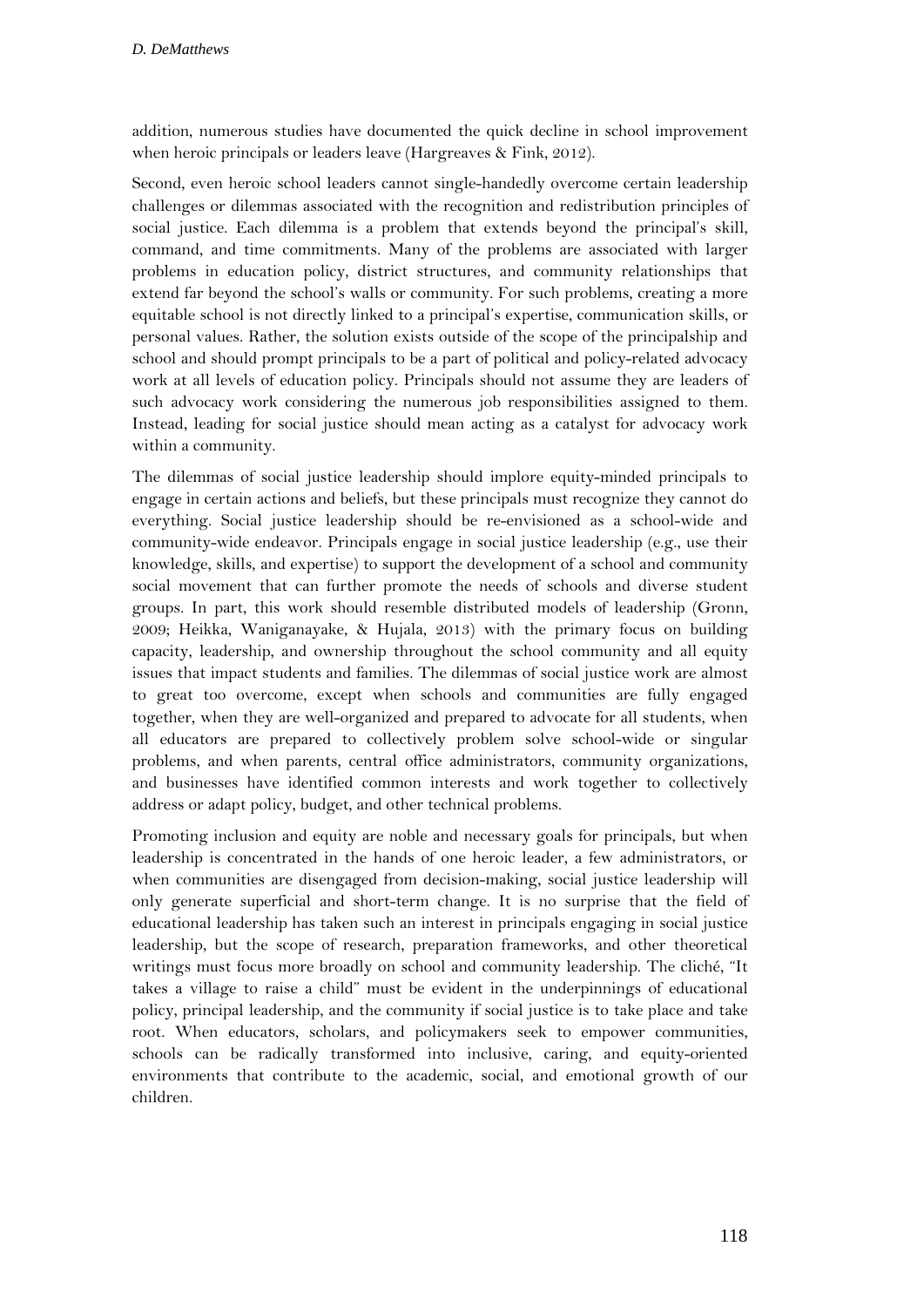addition, numerous studies have documented the quick decline in school improvement when heroic principals or leaders leave (Hargreaves & Fink, 2012).

Second, even heroic school leaders cannot single-handedly overcome certain leadership challenges or dilemmas associated with the recognition and redistribution principles of social justice. Each dilemma is a problem that extends beyond the principal's skill, command, and time commitments. Many of the problems are associated with larger problems in education policy, district structures, and community relationships that extend far beyond the school's walls or community. For such problems, creating a more equitable school is not directly linked to a principal's expertise, communication skills, or personal values. Rather, the solution exists outside of the scope of the principalship and school and should prompt principals to be a part of political and policy-related advocacy work at all levels of education policy. Principals should not assume they are leaders of such advocacy work considering the numerous job responsibilities assigned to them. Instead, leading for social justice should mean acting as a catalyst for advocacy work within a community.

The dilemmas of social justice leadership should implore equity-minded principals to engage in certain actions and beliefs, but these principals must recognize they cannot do everything. Social justice leadership should be re-envisioned as a school-wide and community-wide endeavor. Principals engage in social justice leadership (e.g., use their knowledge, skills, and expertise) to support the development of a school and community social movement that can further promote the needs of schools and diverse student groups. In part, this work should resemble distributed models of leadership (Gronn, 2009; Heikka, Waniganayake, & Hujala, 2013) with the primary focus on building capacity, leadership, and ownership throughout the school community and all equity issues that impact students and families. The dilemmas of social justice work are almost to great too overcome, except when schools and communities are fully engaged together, when they are well-organized and prepared to advocate for all students, when all educators are prepared to collectively problem solve school-wide or singular problems, and when parents, central office administrators, community organizations, and businesses have identified common interests and work together to collectively address or adapt policy, budget, and other technical problems.

Promoting inclusion and equity are noble and necessary goals for principals, but when leadership is concentrated in the hands of one heroic leader, a few administrators, or when communities are disengaged from decision-making, social justice leadership will only generate superficial and short-term change. It is no surprise that the field of educational leadership has taken such an interest in principals engaging in social justice leadership, but the scope of research, preparation frameworks, and other theoretical writings must focus more broadly on school and community leadership. The cliché, "It takes a village to raise a child" must be evident in the underpinnings of educational policy, principal leadership, and the community if social justice is to take place and take root. When educators, scholars, and policymakers seek to empower communities, schools can be radically transformed into inclusive, caring, and equity-oriented environments that contribute to the academic, social, and emotional growth of our children.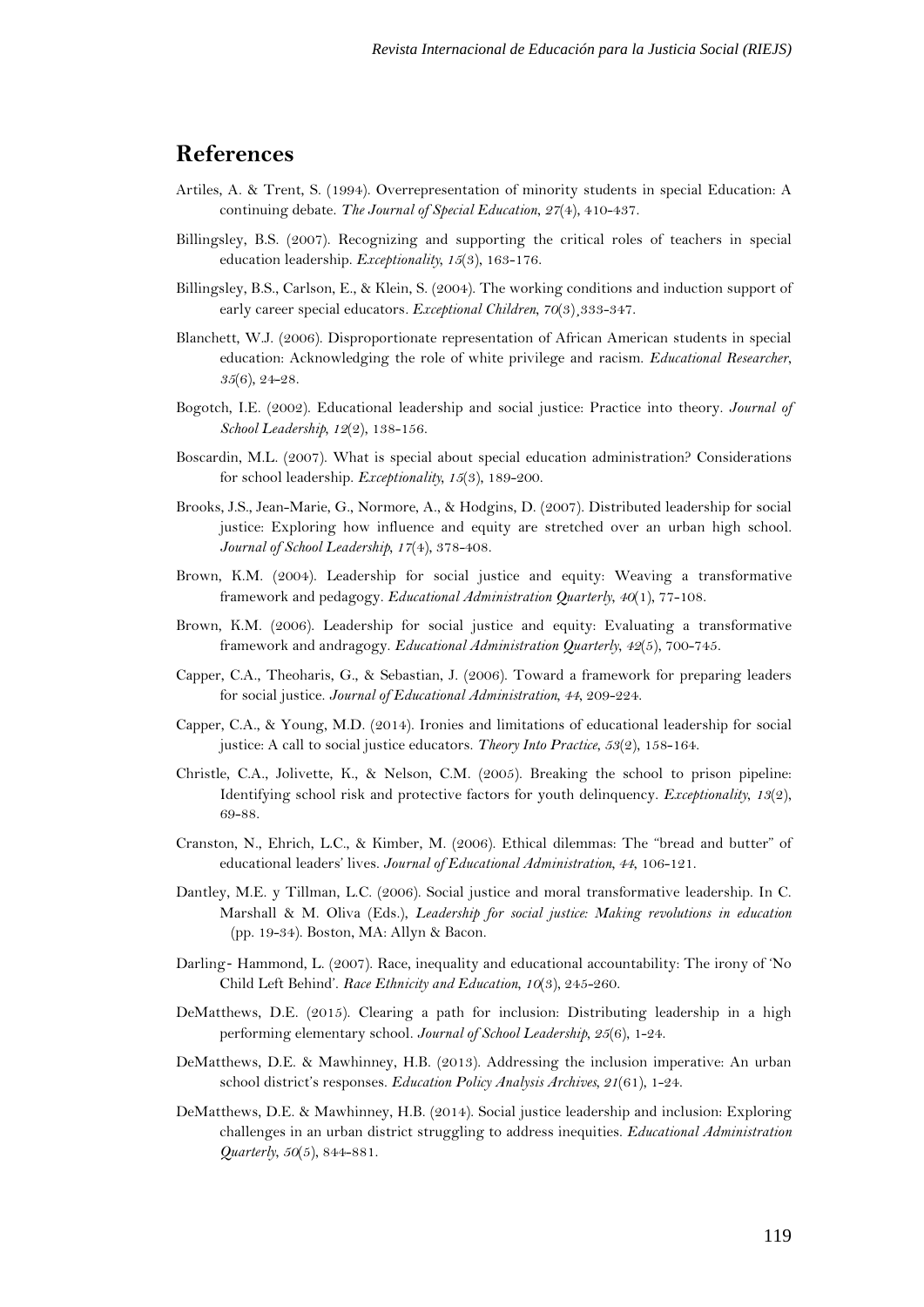## References

Artiles, A. & Trent, S. (1994). Overrepresentation of minority students in special Education: A continuing debate. *The Journal of Special Education*, *27*(4), 410-437.

Billingsley, B.S. (2007). Recognizing and supporting the critical roles of teachers in special education leadership. *Exceptionality*, *15*(3), 163-176.

Billingsley, B.S., Carlson, E., & Klein, S. (2004). The working conditions and induction support of early career special educators. *Exceptional Children*, *70*(3)¸333-347.

Blanchett, W.J. (2006). Disproportionate representation of African American students in special education: Acknowledging the role of white privilege and racism. *Educational Researcher*, *35*(6), 24-28.

Bogotch, I.E. (2002). Educational leadership and social justice: Practice into theory. *Journal of School Leadership*, *12*(2), 138-156.

Boscardin, M.L. (2007). What is special about special education administration? Considerations for school leadership. *Exceptionality*, *15*(3), 189-200.

Brooks, J.S., Jean-Marie, G., Normore, A., & Hodgins, D. (2007). Distributed leadership for social justice: Exploring how influence and equity are stretched over an urban high school. *Journal of School Leadership*, *17*(4), 378-408.

Brown, K.M. (2004). Leadership for social justice and equity: Weaving a transformative framework and pedagogy. *Educational Administration Quarterly*, *40*(1), 77-108.

Brown, K.M. (2006). Leadership for social justice and equity: Evaluating a transformative framework and andragogy. *Educational Administration Quarterly*, *42*(5), 700-745.

Capper, C.A., Theoharis, G., & Sebastian, J. (2006). Toward a framework for preparing leaders for social justice. *Journal of Educational Administration*, *44*, 209-224.

Capper, C.A., & Young, M.D. (2014). Ironies and limitations of educational leadership for social justice: A call to social justice educators. *Theory Into Practice*, *53*(2), 158-164.

Christle, C.A., Jolivette, K., & Nelson, C.M. (2005). Breaking the school to prison pipeline: Identifying school risk and protective factors for youth delinquency. *Exceptionality*, *13*(2), 69-88.

Cranston, N., Ehrich, L.C., & Kimber, M. (2006). Ethical dilemmas: The "bread and butter" of educational leaders' lives. *Journal of Educational Administration*, *44*, 106-121.

Dantley, M.E. y Tillman, L.C. (2006). Social justice and moral transformative leadership. In C. Marshall & M. Oliva (Eds.), *Leadership for social justice: Making revolutions in education* (pp. 19-34). Boston, MA: Allyn & Bacon.

Darling- Hammond, L. (2007). Race, inequality and educational accountability: The irony of 'No Child Left Behind'. *Race Ethnicity and Education*, *10*(3), 245-260.

DeMatthews, D.E. (2015). Clearing a path for inclusion: Distributing leadership in a high performing elementary school. *Journal of School Leadership*, *25*(6), 1-24.

DeMatthews, D.E. & Mawhinney, H.B. (2013). Addressing the inclusion imperative: An urban school district's responses. *Education Policy Analysis Archives*, *21*(61), 1-24.

DeMatthews, D.E. & Mawhinney, H.B. (2014). Social justice leadership and inclusion: Exploring challenges in an urban district struggling to address inequities. *Educational Administration Quarterly*, *50*(5), 844-881.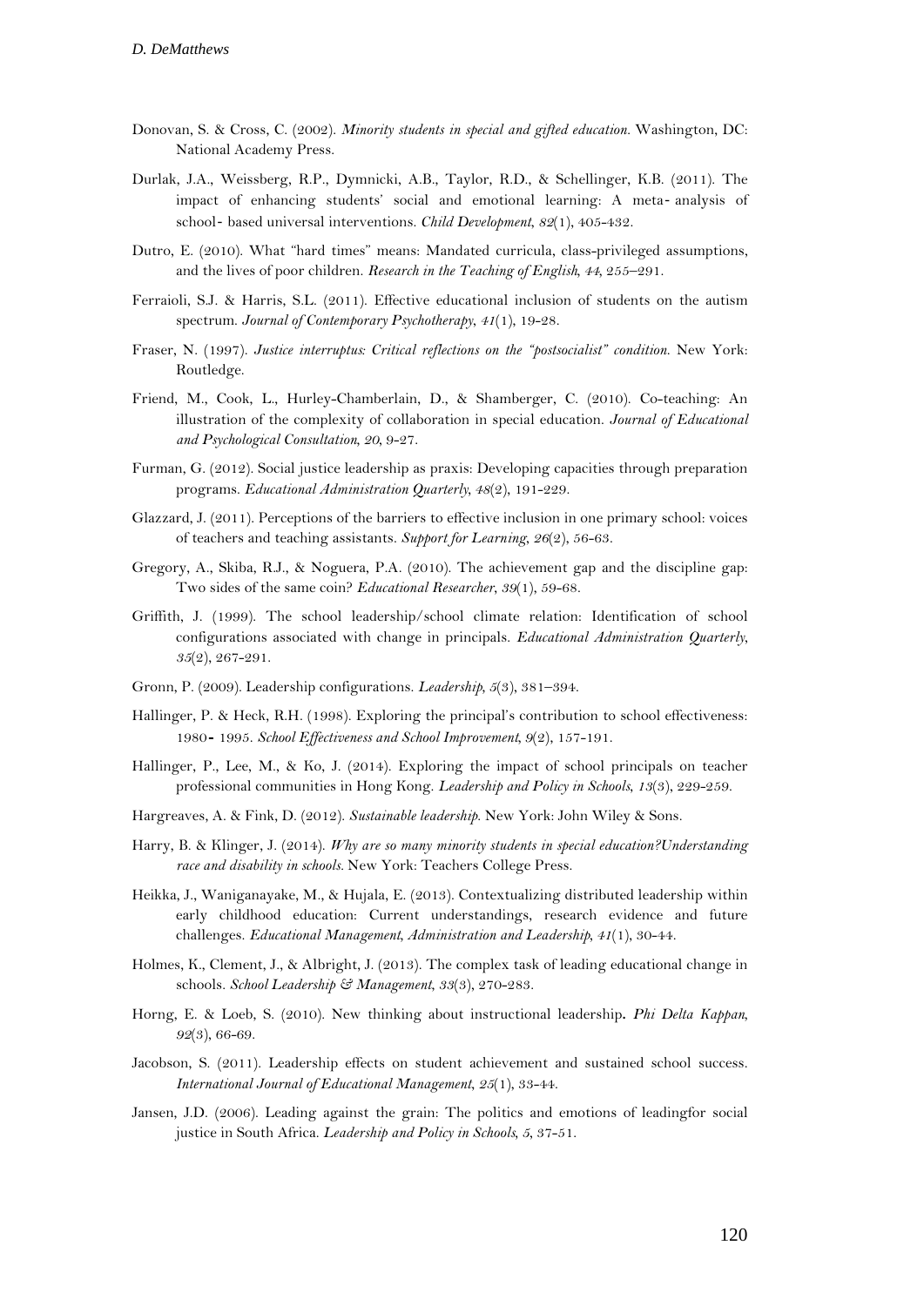Donovan, S. & Cross, C. (2002). *Minority students in special and gifted education*. Washington, DC: National Academy Press.

Durlak, J.A., Weissberg, R.P., Dymnicki, A.B., Taylor, R.D., & Schellinger, K.B. (2011). The impact of enhancing students' social and emotional learning: A meta- analysis of school- based universal interventions. *Child Development*, *82*(1), 405-432.

Dutro, E. (2010). What "hard times" means: Mandated curricula, class-privileged assumptions, and the lives of poor children. *Research in the Teaching of English*, *44*, 255–291.

Ferraioli, S.J. & Harris, S.L. (2011). Effective educational inclusion of students on the autism spectrum. *Journal of Contemporary Psychotherapy*, *41*(1), 19-28.

Fraser, N. (1997). *Justice interruptus: Critical reflections on the "postsocialist" condition*. New York: Routledge.

Friend, M., Cook, L., Hurley-Chamberlain, D., & Shamberger, C. (2010). Co-teaching: An illustration of the complexity of collaboration in special education. *Journal of Educational and Psychological Consultation*, *20*, 9-27.

Furman, G. (2012). Social justice leadership as praxis: Developing capacities through preparation programs. *Educational Administration Quarterly*, *48*(2), 191-229.

Glazzard, J. (2011). Perceptions of the barriers to effective inclusion in one primary school: voices of teachers and teaching assistants. *Support for Learning*, *26*(2), 56-63.

Gregory, A., Skiba, R.J., & Noguera, P.A. (2010). The achievement gap and the discipline gap: Two sides of the same coin? *Educational Researcher*, *39*(1), 59-68.

Griffith, J. (1999). The school leadership/school climate relation: Identification of school configurations associated with change in principals. *Educational Administration Quarterly*, *35*(2), 267-291.

Gronn, P. (2009). Leadership configurations. *Leadership*, *5*(3), 381–394.

Hallinger, P. & Heck, R.H. (1998). Exploring the principal's contribution to school effectiveness: 1980- 1995. *School Effectiveness and School Improvement*, *9*(2), 157-191.

Hallinger, P., Lee, M., & Ko, J. (2014). Exploring the impact of school principals on teacher professional communities in Hong Kong. *Leadership and Policy in Schools*, *13*(3), 229-259.

Hargreaves, A. & Fink, D. (2012). *Sustainable leadership*. New York: John Wiley & Sons.

Harry, B. & Klinger, J. (2014). *Why are so many minority students in special education?Understanding race and disability in schools*. New York: Teachers College Press.

Heikka, J., Waniganayake, M., & Hujala, E. (2013). Contextualizing distributed leadership within early childhood education: Current understandings, research evidence and future challenges. *Educational Management, Administration and Leadership*, *41*(1), 30-44.

Holmes, K., Clement, J., & Albright, J. (2013). The complex task of leading educational change in schools. *School Leadership & Management*, *33*(3), 270-283.

Horng, E. & Loeb, S. (2010). New thinking about instructional leadership**.** *Phi Delta Kappan*, *92*(3), 66-69.

Jacobson, S. (2011). Leadership effects on student achievement and sustained school success. *International Journal of Educational Management*, *25*(1), 33-44.

Jansen, J.D. (2006). Leading against the grain: The politics and emotions of leadingfor social justice in South Africa. *Leadership and Policy in Schools*, *5*, 37-51.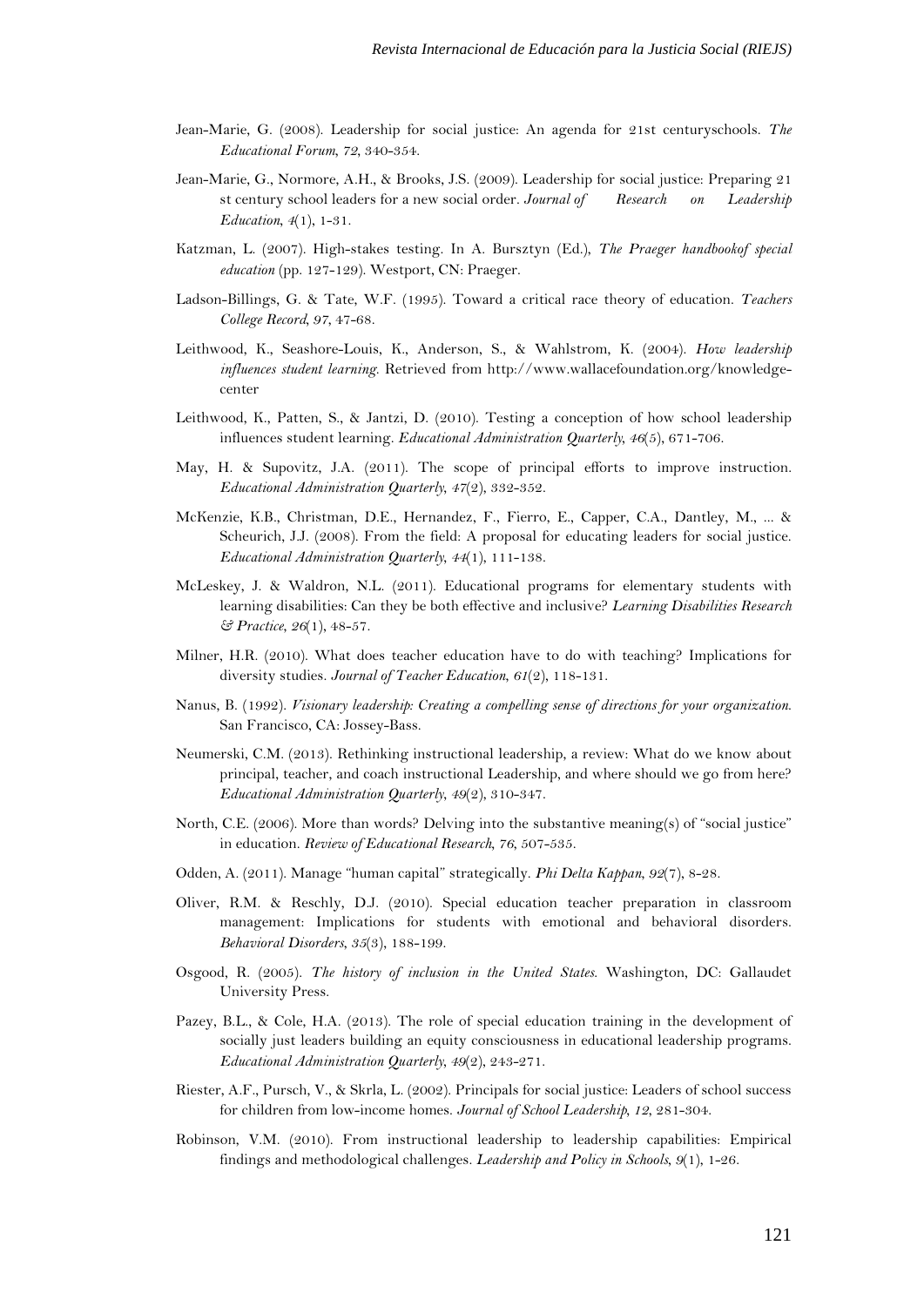Jean-Marie, G. (2008). Leadership for social justice: An agenda for 21st centuryschools. *The Educational Forum, 72*, 340-354.

Jean-Marie, G., Normore, A.H., & Brooks, J.S. (2009). Leadership for social justice: Preparing 21 st century school leaders for a new social order. *Journal of Research on Leadership Education, 4*(1), 1-31.

Katzman, L. (2007). High-stakes testing. In A. Bursztyn (Ed.), *The Praeger handbookof special education* (pp. 127-129). Westport, CN: Praeger.

Ladson-Billings, G. & Tate, W.F. (1995). Toward a critical race theory of education. *Teachers College Record, 97*, 47-68.

Leithwood, K., Seashore-Louis, K., Anderson, S., & Wahlstrom, K. (2004). *How leadership influences student learning*. Retrieved from http://www.wallacefoundation.org/knowledge-center

Leithwood, K., Patten, S., & Jantzi, D. (2010). Testing a conception of how school leadership influences student learning. *Educational Administration Quarterly, 46*(5), 671-706.

May, H. & Supovitz, J.A. (2011). The scope of principal efforts to improve instruction. *Educational Administration Quarterly, 47*(2), 332-352.

McKenzie, K.B., Christman, D.E., Hernandez, F., Fierro, E., Capper, C.A., Dantley, M., ... & Scheurich, J.J. (2008). From the field: A proposal for educating leaders for social justice. *Educational Administration Quarterly, 44*(1), 111-138.

McLeskey, J. & Waldron, N.L. (2011). Educational programs for elementary students with learning disabilities: Can they be both effective and inclusive? *Learning Disabilities Research & Practice, 26*(1), 48-57.

Milner, H.R. (2010). What does teacher education have to do with teaching? Implications for diversity studies. *Journal of Teacher Education, 61*(2), 118-131.

Nanus, B. (1992). *Visionary leadership: Creating a compelling sense of directions for your organization*. San Francisco, CA: Jossey-Bass.

Neumerski, C.M. (2013). Rethinking instructional leadership, a review: What do we know about principal, teacher, and coach instructional Leadership, and where should we go from here? *Educational Administration Quarterly, 49*(2), 310-347.

North, C.E. (2006). More than words? Delving into the substantive meaning(s) of "social justice" in education. *Review of Educational Research, 76*, 507-535.

Odden, A. (2011). Manage "human capital" strategically. *Phi Delta Kappan, 92*(7), 8-28.

Oliver, R.M. & Reschly, D.J. (2010). Special education teacher preparation in classroom management: Implications for students with emotional and behavioral disorders. *Behavioral Disorders, 35*(3), 188-199.

Osgood, R. (2005). *The history of inclusion in the United States*. Washington, DC: Gallaudet University Press.

Pazey, B.L., & Cole, H.A. (2013). The role of special education training in the development of socially just leaders building an equity consciousness in educational leadership programs. *Educational Administration Quarterly, 49*(2), 243-271.

Riester, A.F., Pursch, V., & Skrla, L. (2002). Principals for social justice: Leaders of school success for children from low-income homes. *Journal of School Leadership, 12*, 281-304.

Robinson, V.M. (2010). From instructional leadership to leadership capabilities: Empirical findings and methodological challenges. *Leadership and Policy in Schools, 9*(1), 1-26.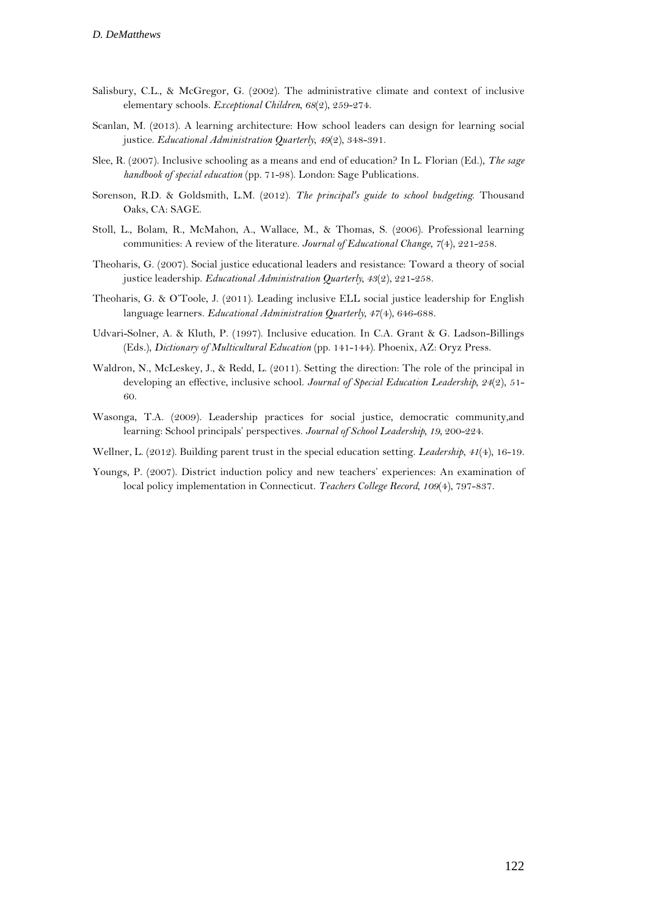Salisbury, C.L., & McGregor, G. (2002). The administrative climate and context of inclusive elementary schools. *Exceptional Children, 68*(2), 259-274.

Scanlan, M. (2013). A learning architecture: How school leaders can design for learning social justice. *Educational Administration Quarterly, 49*(2), 348-391.

Slee, R. (2007). Inclusive schooling as a means and end of education? In L. Florian (Ed.), *The sage handbook of special education* (pp. 71-98). London: Sage Publications.

Sorenson, R.D. & Goldsmith, L.M. (2012). *The principal's guide to school budgeting.* Thousand Oaks, CA: SAGE.

Stoll, L., Bolam, R., McMahon, A., Wallace, M., & Thomas, S. (2006). Professional learning communities: A review of the literature. *Journal of Educational Change, 7*(4), 221-258.

Theoharis, G. (2007). Social justice educational leaders and resistance: Toward a theory of social justice leadership. *Educational Administration Quarterly, 43*(2), 221-258.

Theoharis, G. & O'Toole, J. (2011). Leading inclusive ELL social justice leadership for English language learners. *Educational Administration Quarterly, 47*(4), 646-688.

Udvari-Solner, A. & Kluth, P. (1997). Inclusive education. In C.A. Grant & G. Ladson-Billings (Eds.), *Dictionary of Multicultural Education* (pp. 141-144). Phoenix, AZ: Oryz Press.

Waldron, N., McLeskey, J., & Redd, L. (2011). Setting the direction: The role of the principal in developing an effective, inclusive school. *Journal of Special Education Leadership, 24*(2), 51-60.

Wasonga, T.A. (2009). Leadership practices for social justice, democratic community,and learning: School principals' perspectives. *Journal of School Leadership, 19*, 200-224.

Wellner, L. (2012). Building parent trust in the special education setting. *Leadership, 41*(4), 16-19.

Youngs, P. (2007). District induction policy and new teachers' experiences: An examination of local policy implementation in Connecticut. *Teachers College Record, 109*(4), 797-837.